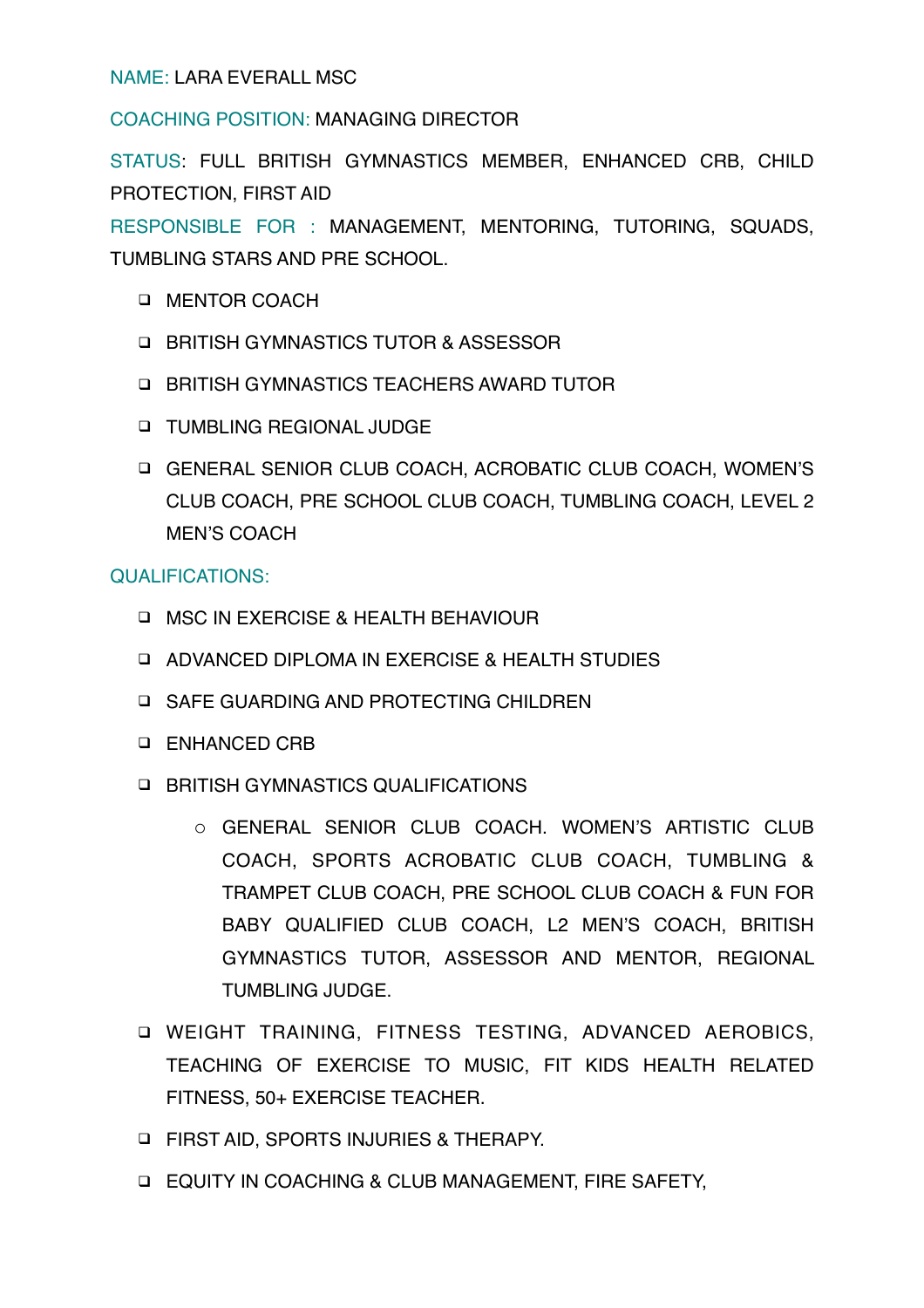NAME: LARA EVERALL MSC

COACHING POSITION: MANAGING DIRECTOR

STATUS: FULL BRITISH GYMNASTICS MEMBER, ENHANCED CRB, CHILD PROTECTION, FIRST AID

RESPONSIBLE FOR : MANAGEMENT, MENTORING, TUTORING, SQUADS, TUMBLING STARS AND PRE SCHOOL.

- MENTOR COACH
- BRITISH GYMNASTICS TUTOR & ASSESSOR
- BRITISH GYMNASTICS TEACHERS AWARD TUTOR
- TUMBLING REGIONAL JUDGE
- GENERAL SENIOR CLUB COACH, ACROBATIC CLUB COACH, WOMEN'S CLUB COACH, PRE SCHOOL CLUB COACH, TUMBLING COACH, LEVEL 2 MEN'S COACH

QUALIFICATIONS:

- MSC IN EXERCISE & HEALTH BEHAVIOUR
- ADVANCED DIPLOMA IN EXERCISE & HEALTH STUDIES
- SAFE GUARDING AND PROTECTING CHILDREN
- ENHANCED CRB
- BRITISH GYMNASTICS QUALIFICATIONS
  - GENERAL SENIOR CLUB COACH. WOMEN'S ARTISTIC CLUB COACH, SPORTS ACROBATIC CLUB COACH, TUMBLING & TRAMPET CLUB COACH, PRE SCHOOL CLUB COACH & FUN FOR BABY QUALIFIED CLUB COACH, L2 MEN'S COACH, BRITISH GYMNASTICS TUTOR, ASSESSOR AND MENTOR, REGIONAL TUMBLING JUDGE.
- WEIGHT TRAINING, FITNESS TESTING, ADVANCED AEROBICS, TEACHING OF EXERCISE TO MUSIC, FIT KIDS HEALTH RELATED FITNESS, 50+ EXERCISE TEACHER.
- FIRST AID, SPORTS INJURIES & THERAPY.
- EQUITY IN COACHING & CLUB MANAGEMENT, FIRE SAFETY,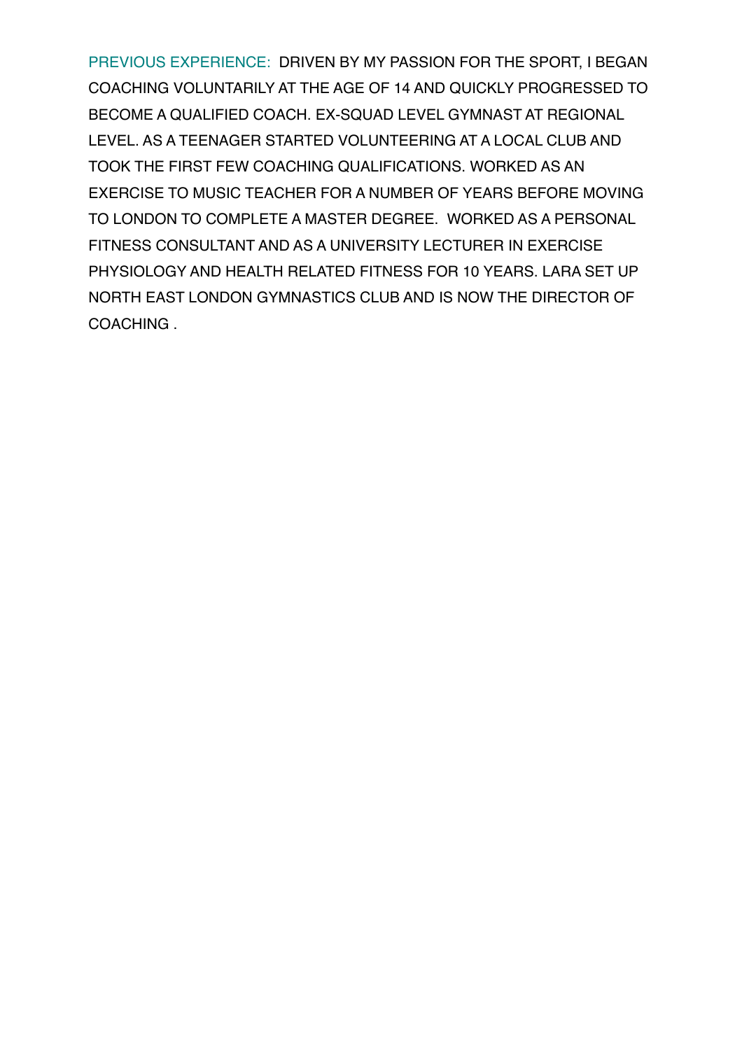PREVIOUS EXPERIENCE: DRIVEN BY MY PASSION FOR THE SPORT, I BEGAN COACHING VOLUNTARILY AT THE AGE OF 14 AND QUICKLY PROGRESSED TO BECOME A QUALIFIED COACH. EX-SQUAD LEVEL GYMNAST AT REGIONAL LEVEL. AS A TEENAGER STARTED VOLUNTEERING AT A LOCAL CLUB AND TOOK THE FIRST FEW COACHING QUALIFICATIONS. WORKED AS AN EXERCISE TO MUSIC TEACHER FOR A NUMBER OF YEARS BEFORE MOVING TO LONDON TO COMPLETE A MASTER DEGREE. WORKED AS A PERSONAL FITNESS CONSULTANT AND AS A UNIVERSITY LECTURER IN EXERCISE PHYSIOLOGY AND HEALTH RELATED FITNESS FOR 10 YEARS. LARA SET UP NORTH EAST LONDON GYMNASTICS CLUB AND IS NOW THE DIRECTOR OF COACHING .